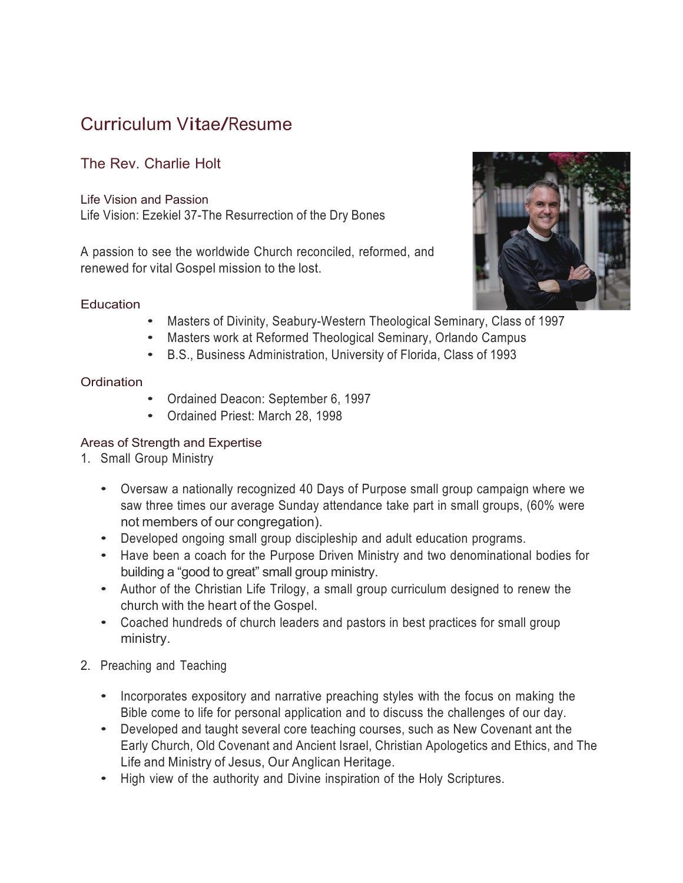# Curriculum Vitae/Resume

## The Rev. Charlie Holt

### Life Vision and Passion

Life Vision: Ezekiel 37-The Resurrection of the Dry Bones

A passion to see the worldwide Church reconciled, reformed, and renewed for vital Gospel mission to the lost.

### Education

- Masters of Divinity, Seabury-Western Theological Seminary, Class of 1997
- Masters work at Reformed Theological Seminary, Orlando Campus
- B.S., Business Administration, University of Florida, Class of 1993

### Ordination

- Ordained Deacon: September 6, 1997
- Ordained Priest: March 28, 1998

### Areas of Strength and Expertise

1. Small Group Ministry

   - Oversaw a nationally recognized 40 Days of Purpose small group campaign where we saw three times our average Sunday attendance take part in small groups, (60% were not members of our congregation).
   - Developed ongoing small group discipleship and adult education programs.
   - Have been a coach for the Purpose Driven Ministry and two denominational bodies for building a "good to great" small group ministry.
   - Author of the Christian Life Trilogy, a small group curriculum designed to renew the church with the heart of the Gospel.
   - Coached hundreds of church leaders and pastors in best practices for small group ministry.

2. Preaching and Teaching

   - Incorporates expository and narrative preaching styles with the focus on making the Bible come to life for personal application and to discuss the challenges of our day.
   - Developed and taught several core teaching courses, such as New Covenant ant the Early Church, Old Covenant and Ancient Israel, Christian Apologetics and Ethics, and The Life and Ministry of Jesus, Our Anglican Heritage.
   - High view of the authority and Divine inspiration of the Holy Scriptures.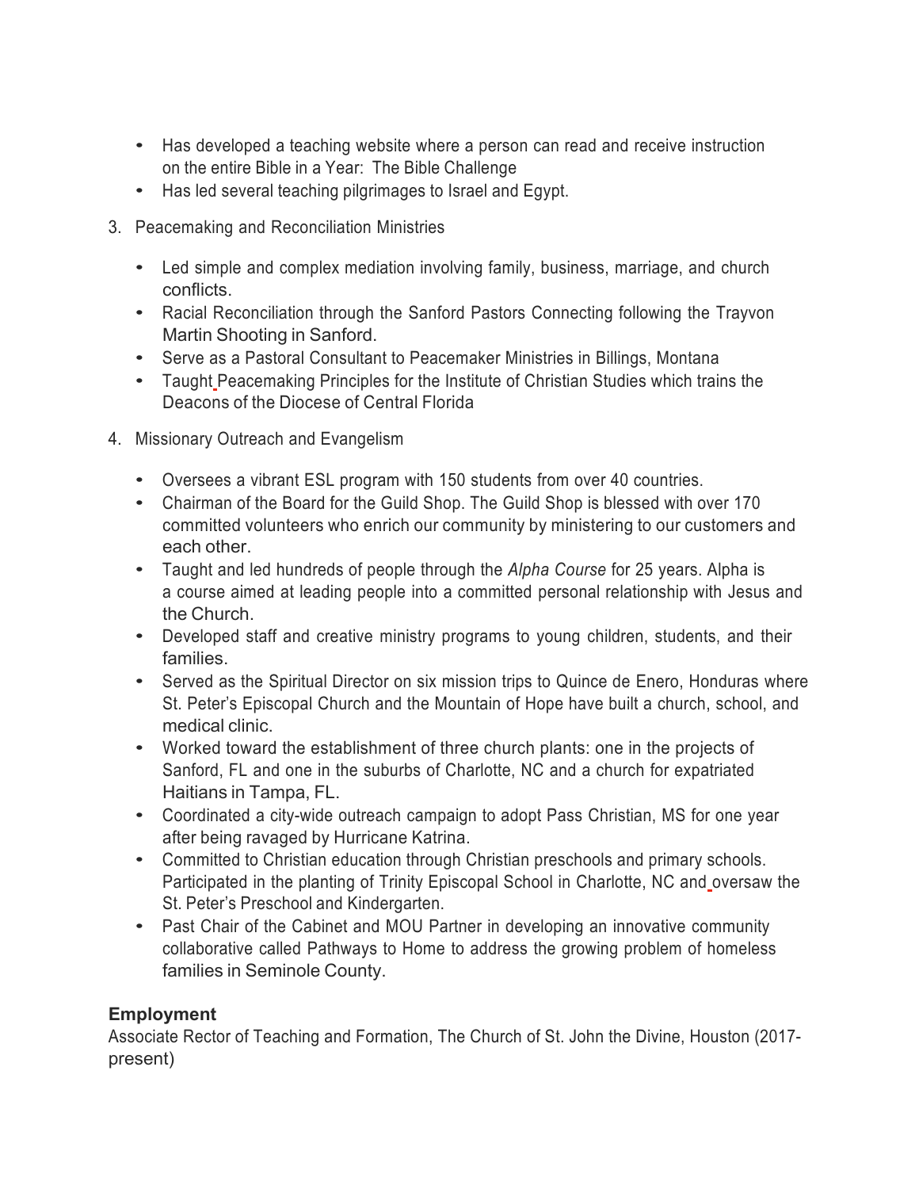- Has developed a teaching website where a person can read and receive instruction on the entire Bible in a Year: The Bible Challenge
- Has led several teaching pilgrimages to Israel and Egypt.

3. Peacemaking and Reconciliation Ministries

    - Led simple and complex mediation involving family, business, marriage, and church conflicts.
    - Racial Reconciliation through the Sanford Pastors Connecting following the Trayvon Martin Shooting in Sanford.
    - Serve as a Pastoral Consultant to Peacemaker Ministries in Billings, Montana
    - Taught Peacemaking Principles for the Institute of Christian Studies which trains the Deacons of the Diocese of Central Florida

4. Missionary Outreach and Evangelism

    - Oversees a vibrant ESL program with 150 students from over 40 countries.
    - Chairman of the Board for the Guild Shop. The Guild Shop is blessed with over 170 committed volunteers who enrich our community by ministering to our customers and each other.
    - Taught and led hundreds of people through the *Alpha Course* for 25 years. Alpha is a course aimed at leading people into a committed personal relationship with Jesus and the Church.
    - Developed staff and creative ministry programs to young children, students, and their families.
    - Served as the Spiritual Director on six mission trips to Quince de Enero, Honduras where St. Peter's Episcopal Church and the Mountain of Hope have built a church, school, and medical clinic.
    - Worked toward the establishment of three church plants: one in the projects of Sanford, FL and one in the suburbs of Charlotte, NC and a church for expatriated Haitians in Tampa, FL.
    - Coordinated a city-wide outreach campaign to adopt Pass Christian, MS for one year after being ravaged by Hurricane Katrina.
    - Committed to Christian education through Christian preschools and primary schools. Participated in the planting of Trinity Episcopal School in Charlotte, NC and oversaw the St. Peter's Preschool and Kindergarten.
    - Past Chair of the Cabinet and MOU Partner in developing an innovative community collaborative called Pathways to Home to address the growing problem of homeless families in Seminole County.

**Employment**

Associate Rector of Teaching and Formation, The Church of St. John the Divine, Houston (2017-present)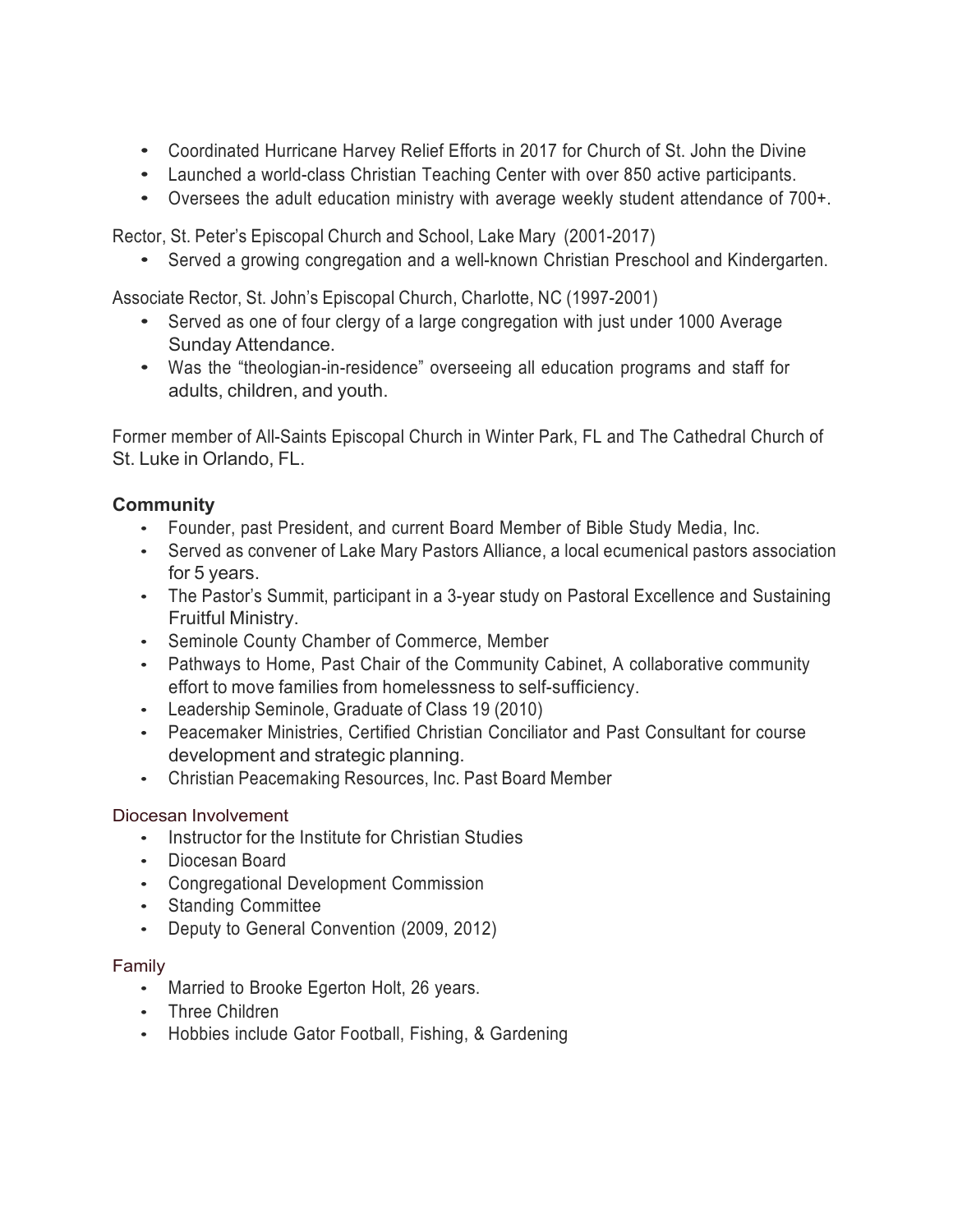- Coordinated Hurricane Harvey Relief Efforts in 2017 for Church of St. John the Divine
- Launched a world-class Christian Teaching Center with over 850 active participants.
- Oversees the adult education ministry with average weekly student attendance of 700+.

Rector, St. Peter's Episcopal Church and School, Lake Mary (2001-2017)

- Served a growing congregation and a well-known Christian Preschool and Kindergarten.

Associate Rector, St. John's Episcopal Church, Charlotte, NC (1997-2001)

- Served as one of four clergy of a large congregation with just under 1000 Average Sunday Attendance.
- Was the "theologian-in-residence" overseeing all education programs and staff for adults, children, and youth.

Former member of All-Saints Episcopal Church in Winter Park, FL and The Cathedral Church of St. Luke in Orlando, FL.

## Community

- Founder, past President, and current Board Member of Bible Study Media, Inc.
- Served as convener of Lake Mary Pastors Alliance, a local ecumenical pastors association for 5 years.
- The Pastor's Summit, participant in a 3-year study on Pastoral Excellence and Sustaining Fruitful Ministry.
- Seminole County Chamber of Commerce, Member
- Pathways to Home, Past Chair of the Community Cabinet, A collaborative community effort to move families from homelessness to self-sufficiency.
- Leadership Seminole, Graduate of Class 19 (2010)
- Peacemaker Ministries, Certified Christian Conciliator and Past Consultant for course development and strategic planning.
- Christian Peacemaking Resources, Inc. Past Board Member

### Diocesan Involvement

- Instructor for the Institute for Christian Studies
- Diocesan Board
- Congregational Development Commission
- Standing Committee
- Deputy to General Convention (2009, 2012)

### Family

- Married to Brooke Egerton Holt, 26 years.
- Three Children
- Hobbies include Gator Football, Fishing, & Gardening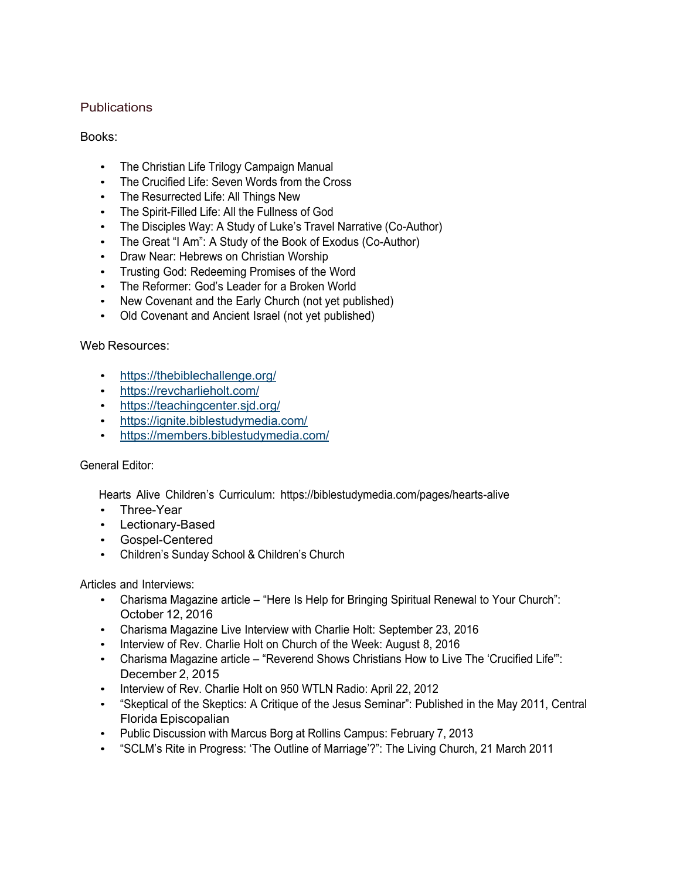## Publications

### Books:

- The Christian Life Trilogy Campaign Manual
- The Crucified Life: Seven Words from the Cross
- The Resurrected Life: All Things New
- The Spirit-Filled Life: All the Fullness of God
- The Disciples Way: A Study of Luke's Travel Narrative (Co-Author)
- The Great "I Am": A Study of the Book of Exodus (Co-Author)
- Draw Near: Hebrews on Christian Worship
- Trusting God: Redeeming Promises of the Word
- The Reformer: God's Leader for a Broken World
- New Covenant and the Early Church (not yet published)
- Old Covenant and Ancient Israel (not yet published)

### Web Resources:

- https://thebiblechallenge.org/
- https://revcharlieholt.com/
- https://teachingcenter.sjd.org/
- https://ignite.biblestudymedia.com/
- https://members.biblestudymedia.com/

### General Editor:

Hearts Alive Children's Curriculum: https://biblestudymedia.com/pages/hearts-alive

- Three-Year
- Lectionary-Based
- Gospel-Centered
- Children's Sunday School & Children's Church

### Articles and Interviews:

- Charisma Magazine article – "Here Is Help for Bringing Spiritual Renewal to Your Church": October 12, 2016
- Charisma Magazine Live Interview with Charlie Holt: September 23, 2016
- Interview of Rev. Charlie Holt on Church of the Week: August 8, 2016
- Charisma Magazine article – "Reverend Shows Christians How to Live The 'Crucified Life'": December 2, 2015
- Interview of Rev. Charlie Holt on 950 WTLN Radio: April 22, 2012
- "Skeptical of the Skeptics: A Critique of the Jesus Seminar": Published in the May 2011, Central Florida Episcopalian
- Public Discussion with Marcus Borg at Rollins Campus: February 7, 2013
- "SCLM's Rite in Progress: 'The Outline of Marriage'?": The Living Church, 21 March 2011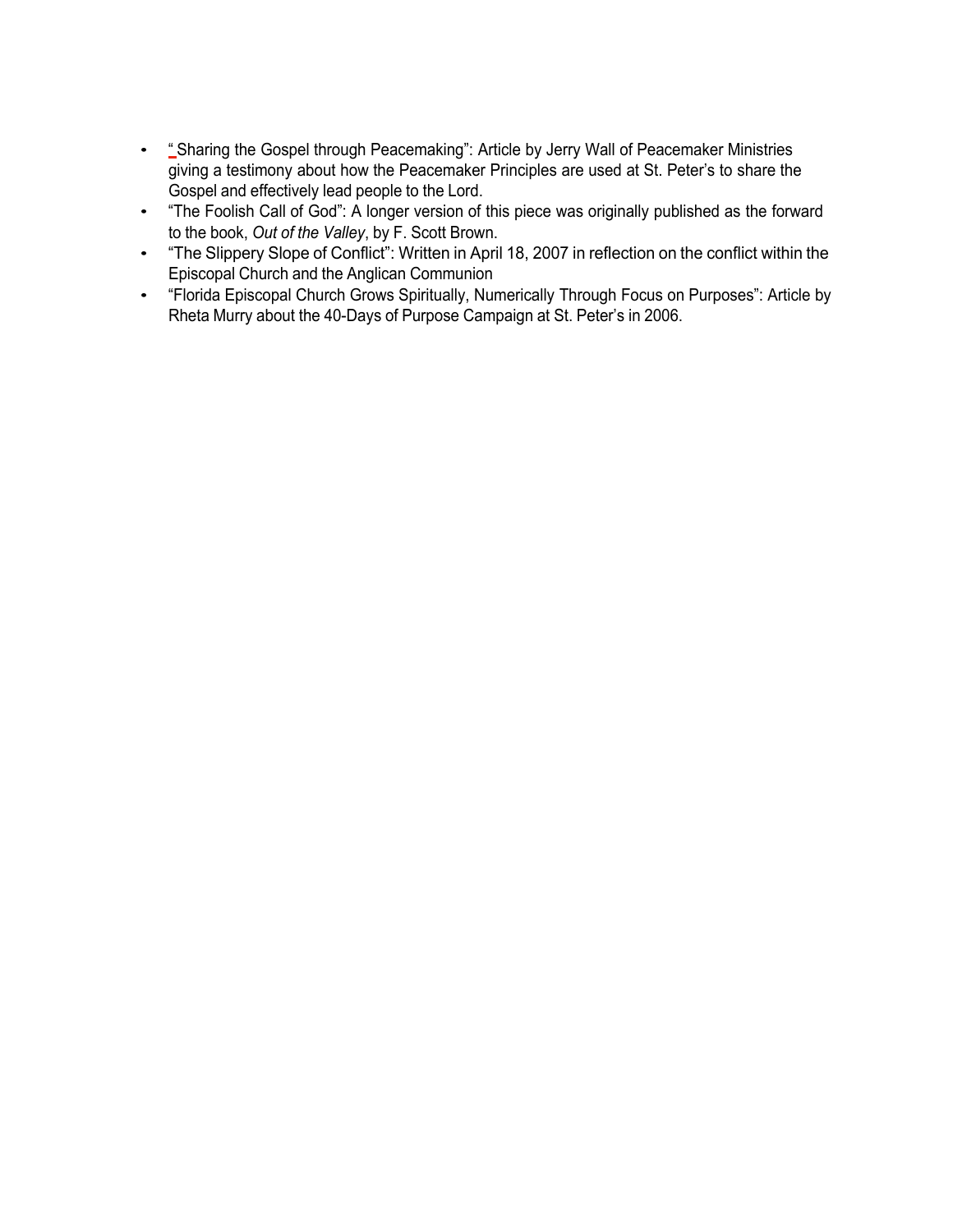- "Sharing the Gospel through Peacemaking": Article by Jerry Wall of Peacemaker Ministries giving a testimony about how the Peacemaker Principles are used at St. Peter's to share the Gospel and effectively lead people to the Lord.
- "The Foolish Call of God": A longer version of this piece was originally published as the forward to the book, *Out of the Valley*, by F. Scott Brown.
- "The Slippery Slope of Conflict": Written in April 18, 2007 in reflection on the conflict within the Episcopal Church and the Anglican Communion
- "Florida Episcopal Church Grows Spiritually, Numerically Through Focus on Purposes": Article by Rheta Murry about the 40-Days of Purpose Campaign at St. Peter's in 2006.